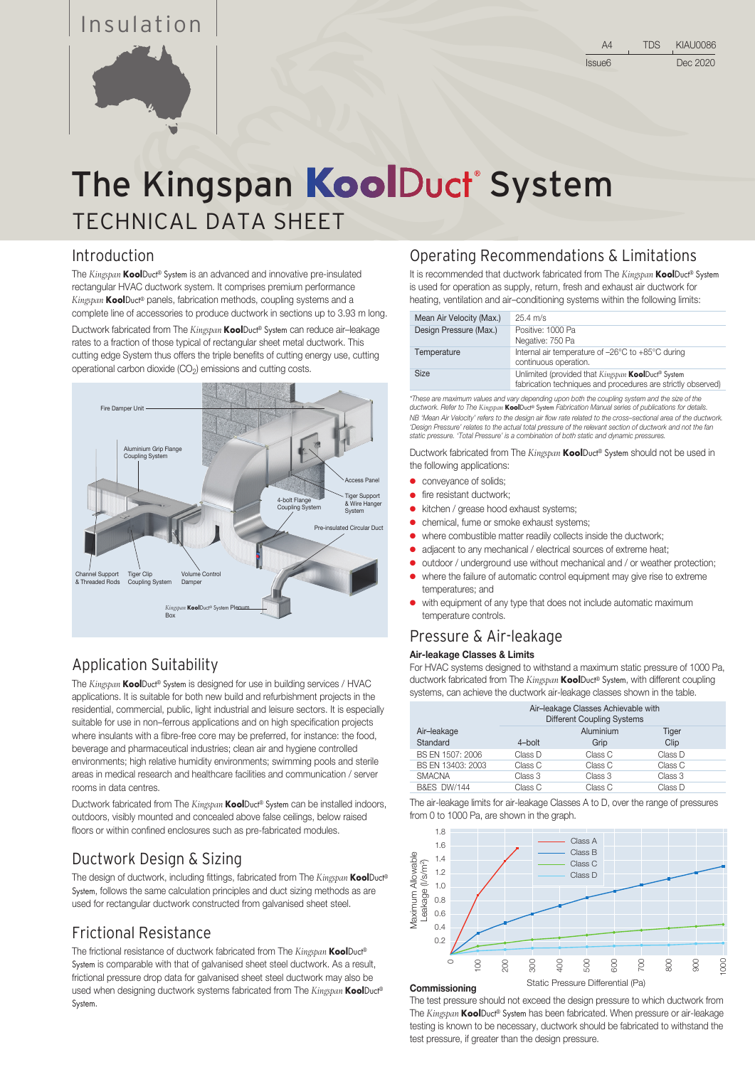Insulation

A4 | TDS | KIAU0086
Issue6 | | Dec 2020

# The Kingspan KoolDuct® System

## TECHNICAL DATA SHEET

## Introduction

The *Kingspan* **Kool**Duct® System is an advanced and innovative pre-insulated rectangular HVAC ductwork system. It comprises premium performance *Kingspan* **Kool**Duct® panels, fabrication methods, coupling systems and a complete line of accessories to produce ductwork in sections up to 3.93 m long.

Ductwork fabricated from The *Kingspan* **Kool**Duct® System can reduce air–leakage rates to a fraction of those typical of rectangular sheet metal ductwork. This cutting edge System thus offers the triple benefits of cutting energy use, cutting operational carbon dioxide ($CO_2$) emissions and cutting costs.

Fire Damper Unit
Aluminium Grip Flange Coupling System
Access Panel
4-bolt Flange Coupling System
Tiger Support & Wire Hanger System
Pre-insulated Circular Duct
Channel Support & Threaded Rods
Tiger Clip Coupling System
Volume Control Damper
*Kingspan* **Kool**Duct® System Plenum Box

## Application Suitability

The *Kingspan* **Kool**Duct® System is designed for use in building services / HVAC applications. It is suitable for both new build and refurbishment projects in the residential, commercial, public, light industrial and leisure sectors. It is especially suitable for use in non–ferrous applications and on high specification projects where insulants with a fibre-free core may be preferred, for instance: the food, beverage and pharmaceutical industries; clean air and hygiene controlled environments; high relative humidity environments; swimming pools and sterile areas in medical research and healthcare facilities and communication / server rooms in data centres.

Ductwork fabricated from The *Kingspan* **Kool**Duct® System can be installed indoors, outdoors, visibly mounted and concealed above false ceilings, below raised floors or within confined enclosures such as pre-fabricated modules.

## Ductwork Design & Sizing

The design of ductwork, including fittings, fabricated from The *Kingspan* **Kool**Duct® System, follows the same calculation principles and duct sizing methods as are used for rectangular ductwork constructed from galvanised sheet steel.

## Frictional Resistance

The frictional resistance of ductwork fabricated from The *Kingspan* **Kool**Duct® System is comparable with that of galvanised sheet steel ductwork. As a result, frictional pressure drop data for galvanised sheet steel ductwork may also be used when designing ductwork systems fabricated from The *Kingspan* **Kool**Duct® System.

## Operating Recommendations & Limitations

It is recommended that ductwork fabricated from The *Kingspan* **Kool**Duct® System is used for operation as supply, return, fresh and exhaust air ductwork for heating, ventilation and air–conditioning systems within the following limits:

| | |
|---|---|
| Mean Air Velocity (Max.) | 25.4 m/s |
| Design Pressure (Max.) | Positive: 1000 Pa<br>Negative: 750 Pa |
| Temperature | Internal air temperature of –26°C to +85°C during continuous operation. |
| Size | Unlimited (provided that *Kingspan* **Kool**Duct® System fabrication techniques and procedures are strictly observed) |

*\*These are maximum values and vary depending upon both the coupling system and the size of the ductwork. Refer to The Kingspan* **Kool**Duct® *System Fabrication Manual series of publications for details.*
*NB 'Mean Air Velocity' refers to the design air flow rate related to the cross–sectional area of the ductwork. 'Design Pressure' relates to the actual total pressure of the relevant section of ductwork and not the fan static pressure. 'Total Pressure' is a combination of both static and dynamic pressures.*

Ductwork fabricated from The *Kingspan* **Kool**Duct® System should not be used in the following applications:

- conveyance of solids;
- fire resistant ductwork;
- kitchen / grease hood exhaust systems;
- chemical, fume or smoke exhaust systems;
- where combustible matter readily collects inside the ductwork;
- adjacent to any mechanical / electrical sources of extreme heat;
- outdoor / underground use without mechanical and / or weather protection;
- where the failure of automatic control equipment may give rise to extreme temperatures; and
- with equipment of any type that does not include automatic maximum temperature controls.

## Pressure & Air-leakage

### Air-leakage Classes & Limits

For HVAC systems designed to withstand a maximum static pressure of 1000 Pa, ductwork fabricated from The *Kingspan* **Kool**Duct® System, with different coupling systems, can achieve the ductwork air-leakage classes shown in the table.

| Air–leakage Standard | Air–leakage Classes Achievable with Different Coupling Systems | | |
|---|---|---|---|
| | 4–bolt | Aluminium Grip | Tiger Clip |
| BS EN 1507: 2006 | Class D | Class C | Class D |
| BS EN 13403: 2003 | Class C | Class C | Class C |
| SMACNA | Class 3 | Class 3 | Class 3 |
| B&ES DW/144 | Class C | Class C | Class D |

The air-leakage limits for air-leakage Classes A to D, over the range of pressures from 0 to 1000 Pa, are shown in the graph.

Maximum Allowable Leakage (l/s/m²) vs Static Pressure Differential (Pa) — Class A, Class B, Class C, Class D

### Commissioning

The test pressure should not exceed the design pressure to which ductwork from The *Kingspan* **Kool**Duct® System has been fabricated. When pressure or air-leakage testing is known to be necessary, ductwork should be fabricated to withstand the test pressure, if greater than the design pressure.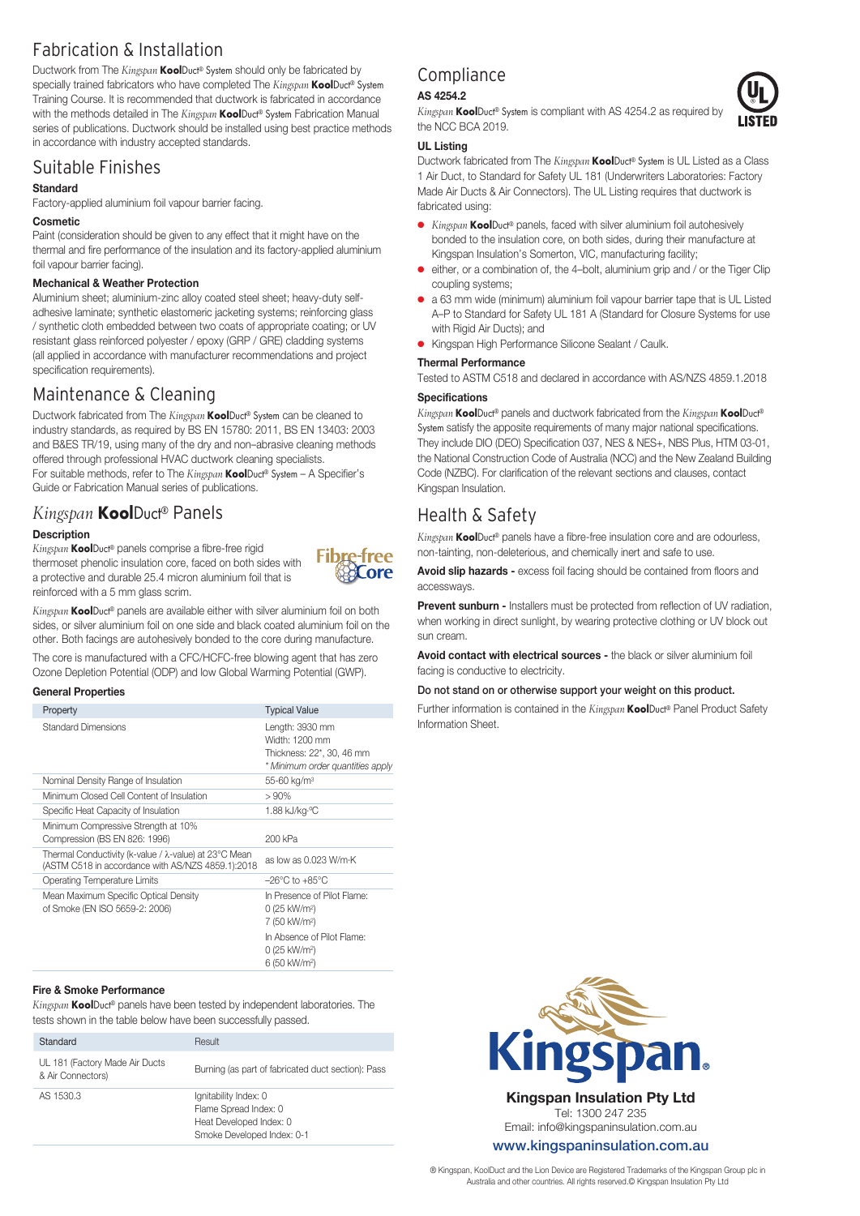## Fabrication & Installation

Ductwork from The *Kingspan* **Kool**Duct® System should only be fabricated by specially trained fabricators who have completed The *Kingspan* **Kool**Duct® System Training Course. It is recommended that ductwork is fabricated in accordance with the methods detailed in The *Kingspan* **Kool**Duct® System Fabrication Manual series of publications. Ductwork should be installed using best practice methods in accordance with industry accepted standards.

## Suitable Finishes

### Standard

Factory-applied aluminium foil vapour barrier facing.

### Cosmetic

Paint (consideration should be given to any effect that it might have on the thermal and fire performance of the insulation and its factory-applied aluminium foil vapour barrier facing).

### Mechanical & Weather Protection

Aluminium sheet; aluminium-zinc alloy coated steel sheet; heavy-duty self-adhesive laminate; synthetic elastomeric jacketing systems; reinforcing glass / synthetic cloth embedded between two coats of appropriate coating; or UV resistant glass reinforced polyester / epoxy (GRP / GRE) cladding systems (all applied in accordance with manufacturer recommendations and project specification requirements).

## Maintenance & Cleaning

Ductwork fabricated from The *Kingspan* **Kool**Duct® System can be cleaned to industry standards, as required by BS EN 15780: 2011, BS EN 13403: 2003 and B&ES TR/19, using many of the dry and non–abrasive cleaning methods offered through professional HVAC ductwork cleaning specialists.
For suitable methods, refer to The *Kingspan* **Kool**Duct® System – A Specifier's Guide or Fabrication Manual series of publications.

## *Kingspan* **Kool**Duct® Panels

### Description

*Kingspan* **Kool**Duct® panels comprise a fibre-free rigid thermoset phenolic insulation core, faced on both sides with a protective and durable 25.4 micron aluminium foil that is reinforced with a 5 mm glass scrim.

Fibre-free Core

*Kingspan* **Kool**Duct® panels are available either with silver aluminium foil on both sides, or silver aluminium foil on one side and black coated aluminium foil on the other. Both facings are autohesively bonded to the core during their manufacture.

The core is manufactured with a CFC/HCFC-free blowing agent that has zero Ozone Depletion Potential (ODP) and low Global Warming Potential (GWP).

### General Properties

| Property | Typical Value |
|---|---|
| Standard Dimensions | Length: 3930 mm<br>Width: 1200 mm<br>Thickness: 22*, 30, 46 mm<br>*\* Minimum order quantities apply* |
| Nominal Density Range of Insulation | 55-60 kg/m³ |
| Minimum Closed Cell Content of Insulation | > 90% |
| Specific Heat Capacity of Insulation | 1.88 kJ/kg·°C |
| Minimum Compressive Strength at 10% Compression (BS EN 826: 1996) | 200 kPa |
| Thermal Conductivity (k-value / λ-value) at 23°C Mean (ASTM C518 in accordance with AS/NZS 4859.1):2018 | as low as 0.023 W/m·K |
| Operating Temperature Limits | –26°C to +85°C |
| Mean Maximum Specific Optical Density of Smoke (EN ISO 5659-2: 2006) | In Presence of Pilot Flame:<br>0 (25 kW/m²)<br>7 (50 kW/m²)<br>In Absence of Pilot Flame:<br>0 (25 kW/m²)<br>6 (50 kW/m²) |

### Fire & Smoke Performance

*Kingspan* **Kool**Duct® panels have been tested by independent laboratories. The tests shown in the table below have been successfully passed.

| Standard | Result |
|---|---|
| UL 181 (Factory Made Air Ducts & Air Connectors) | Burning (as part of fabricated duct section): Pass |
| AS 1530.3 | Ignitability Index: 0<br>Flame Spread Index: 0<br>Heat Developed Index: 0<br>Smoke Developed Index: 0-1 |

## Compliance

### AS 4254.2

*Kingspan* **Kool**Duct® System is compliant with AS 4254.2 as required by the NCC BCA 2019.

UL LISTED

### UL Listing

Ductwork fabricated from The *Kingspan* **Kool**Duct® System is UL Listed as a Class 1 Air Duct, to Standard for Safety UL 181 (Underwriters Laboratories: Factory Made Air Ducts & Air Connectors). The UL Listing requires that ductwork is fabricated using:

- *Kingspan* **Kool**Duct® panels, faced with silver aluminium foil autohesively bonded to the insulation core, on both sides, during their manufacture at Kingspan Insulation's Somerton, VIC, manufacturing facility;
- either, or a combination of, the 4–bolt, aluminium grip and / or the Tiger Clip coupling systems;
- a 63 mm wide (minimum) aluminium foil vapour barrier tape that is UL Listed A–P to Standard for Safety UL 181 A (Standard for Closure Systems for use with Rigid Air Ducts); and
- Kingspan High Performance Silicone Sealant / Caulk.

### Thermal Performance

Tested to ASTM C518 and declared in accordance with AS/NZS 4859.1.2018

### Specifications

*Kingspan* **Kool**Duct® panels and ductwork fabricated from the *Kingspan* **Kool**Duct® System satisfy the apposite requirements of many major national specifications. They include DIO (DEO) Specification 037, NES & NES+, NBS Plus, HTM 03-01, the National Construction Code of Australia (NCC) and the New Zealand Building Code (NZBC). For clarification of the relevant sections and clauses, contact Kingspan Insulation.

## Health & Safety

*Kingspan* **Kool**Duct® panels have a fibre-free insulation core and are odourless, non-tainting, non-deleterious, and chemically inert and safe to use.

**Avoid slip hazards -** excess foil facing should be contained from floors and accessways.

**Prevent sunburn -** Installers must be protected from reflection of UV radiation, when working in direct sunlight, by wearing protective clothing or UV block out sun cream.

**Avoid contact with electrical sources -** the black or silver aluminium foil facing is conductive to electricity.

**Do not stand on or otherwise support your weight on this product.**

Further information is contained in the *Kingspan* **Kool**Duct® Panel Product Safety Information Sheet.

**Kingspan Insulation Pty Ltd**
Tel: 1300 247 235
Email: info@kingspaninsulation.com.au
www.kingspaninsulation.com.au

® Kingspan, KoolDuct and the Lion Device are Registered Trademarks of the Kingspan Group plc in Australia and other countries. All rights reserved.© Kingspan Insulation Pty Ltd